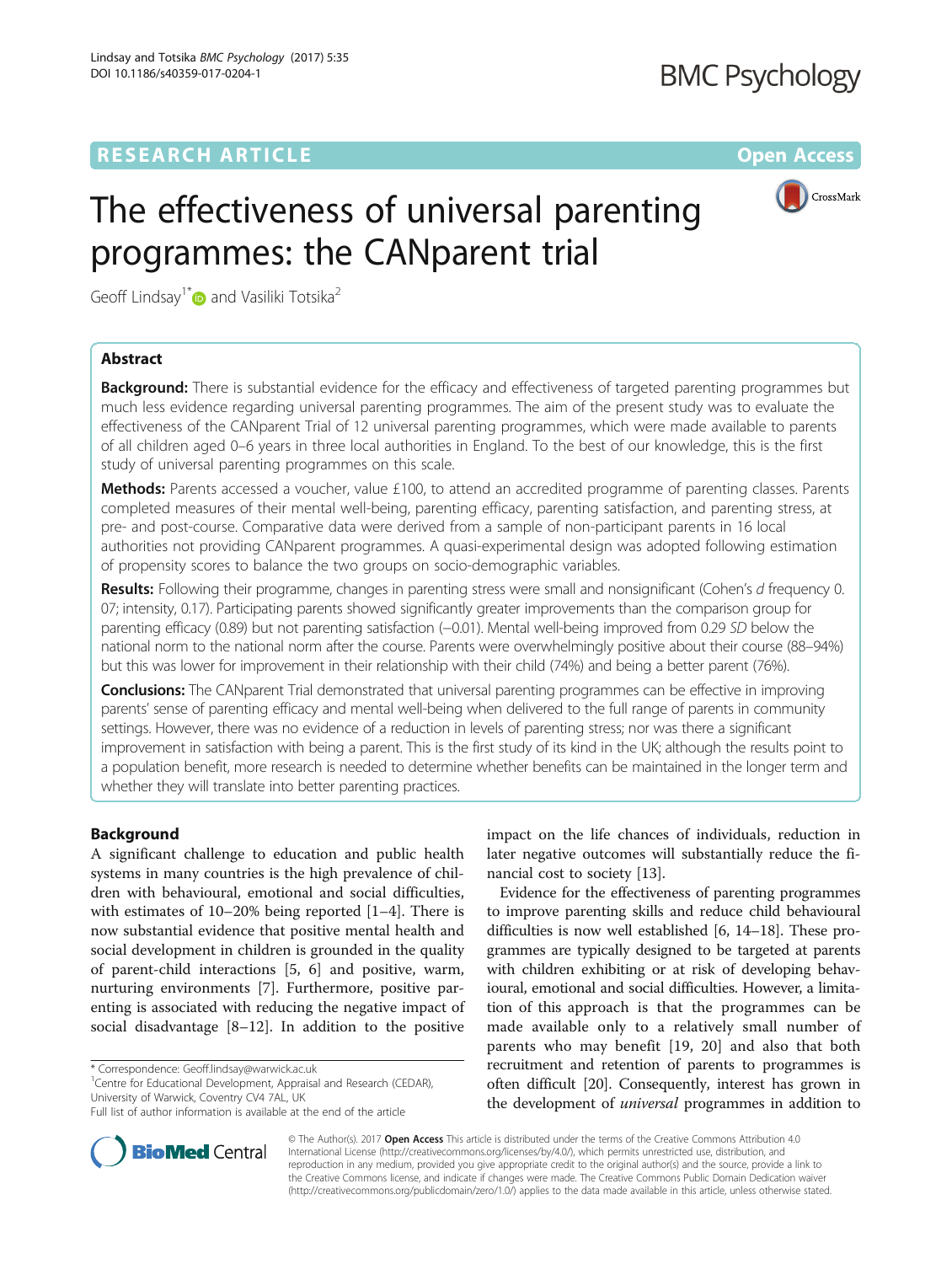RESEARCH ARTICLE

Open Access

# The effectiveness of universal parenting programmes: the CANparent trial

Geoff Lindsay[1*] and Vasiliki Totsika[2]

## Abstract

**Background:** There is substantial evidence for the efficacy and effectiveness of targeted parenting programmes but much less evidence regarding universal parenting programmes. The aim of the present study was to evaluate the effectiveness of the CANparent Trial of 12 universal parenting programmes, which were made available to parents of all children aged 0–6 years in three local authorities in England. To the best of our knowledge, this is the first study of universal parenting programmes on this scale.

**Methods:** Parents accessed a voucher, value £100, to attend an accredited programme of parenting classes. Parents completed measures of their mental well-being, parenting efficacy, parenting satisfaction, and parenting stress, at pre- and post-course. Comparative data were derived from a sample of non-participant parents in 16 local authorities not providing CANparent programmes. A quasi-experimental design was adopted following estimation of propensity scores to balance the two groups on socio-demographic variables.

**Results:** Following their programme, changes in parenting stress were small and nonsignificant (Cohen's *d* frequency 0.07; intensity, 0.17). Participating parents showed significantly greater improvements than the comparison group for parenting efficacy (0.89) but not parenting satisfaction (−0.01). Mental well-being improved from 0.29 *SD* below the national norm to the national norm after the course. Parents were overwhelmingly positive about their course (88–94%) but this was lower for improvement in their relationship with their child (74%) and being a better parent (76%).

**Conclusions:** The CANparent Trial demonstrated that universal parenting programmes can be effective in improving parents' sense of parenting efficacy and mental well-being when delivered to the full range of parents in community settings. However, there was no evidence of a reduction in levels of parenting stress; nor was there a significant improvement in satisfaction with being a parent. This is the first study of its kind in the UK; although the results point to a population benefit, more research is needed to determine whether benefits can be maintained in the longer term and whether they will translate into better parenting practices.

## Background

A significant challenge to education and public health systems in many countries is the high prevalence of children with behavioural, emotional and social difficulties, with estimates of 10–20% being reported [1–4]. There is now substantial evidence that positive mental health and social development in children is grounded in the quality of parent-child interactions [5, 6] and positive, warm, nurturing environments [7]. Furthermore, positive parenting is associated with reducing the negative impact of social disadvantage [8–12]. In addition to the positive impact on the life chances of individuals, reduction in later negative outcomes will substantially reduce the financial cost to society [13].

Evidence for the effectiveness of parenting programmes to improve parenting skills and reduce child behavioural difficulties is now well established [6, 14–18]. These programmes are typically designed to be targeted at parents with children exhibiting or at risk of developing behavioural, emotional and social difficulties. However, a limitation of this approach is that the programmes can be made available only to a relatively small number of parents who may benefit [19, 20] and also that both recruitment and retention of parents to programmes is often difficult [20]. Consequently, interest has grown in the development of *universal* programmes in addition to

\* Correspondence: Geoff.lindsay@warwick.ac.uk
[1]Centre for Educational Development, Appraisal and Research (CEDAR), University of Warwick, Coventry CV4 7AL, UK
Full list of author information is available at the end of the article

© The Author(s). 2017 **Open Access** This article is distributed under the terms of the Creative Commons Attribution 4.0 International License (http://creativecommons.org/licenses/by/4.0/), which permits unrestricted use, distribution, and reproduction in any medium, provided you give appropriate credit to the original author(s) and the source, provide a link to the Creative Commons license, and indicate if changes were made. The Creative Commons Public Domain Dedication waiver (http://creativecommons.org/publicdomain/zero/1.0/) applies to the data made available in this article, unless otherwise stated.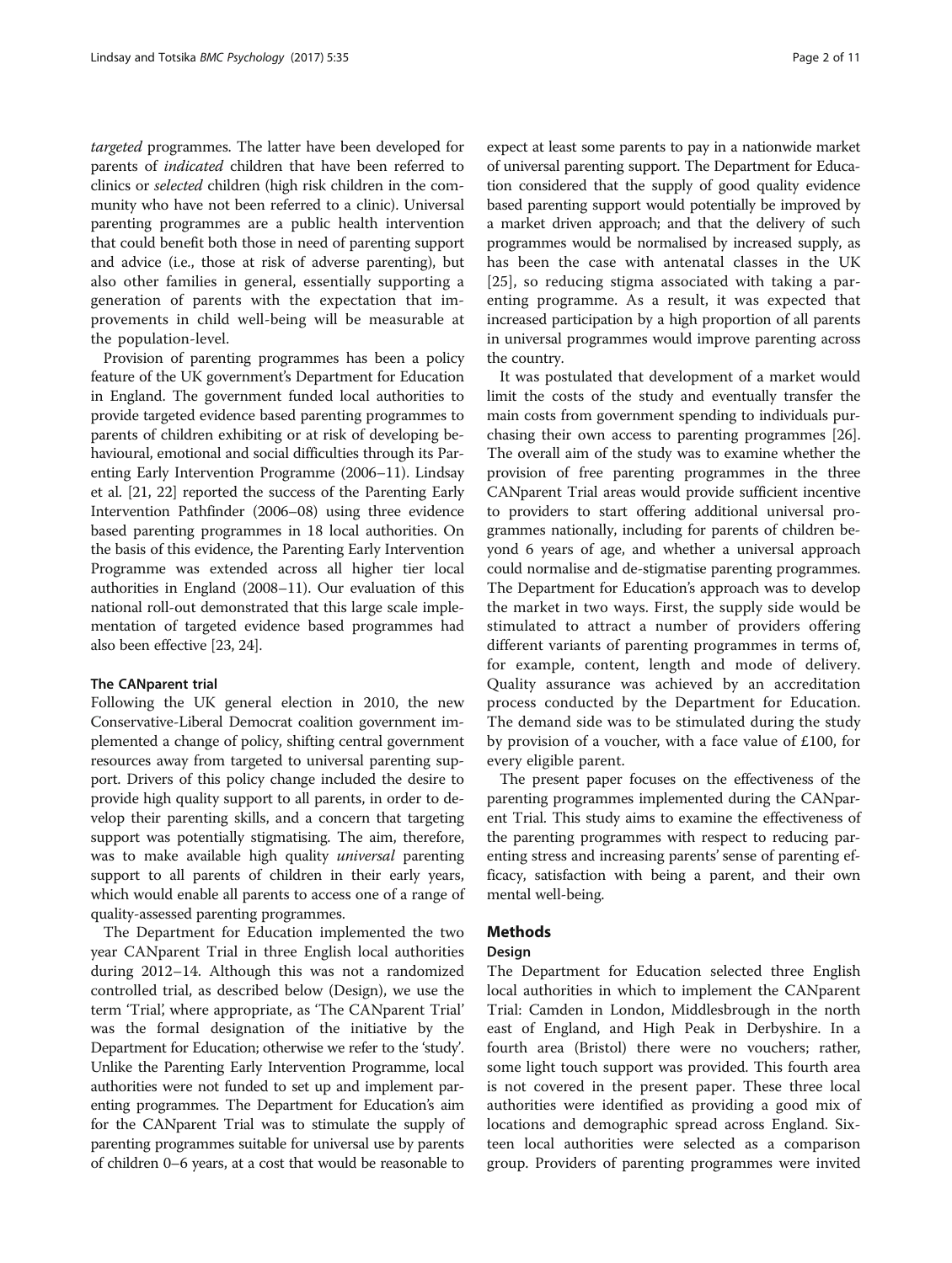*targeted* programmes. The latter have been developed for parents of *indicated* children that have been referred to clinics or *selected* children (high risk children in the community who have not been referred to a clinic). Universal parenting programmes are a public health intervention that could benefit both those in need of parenting support and advice (i.e., those at risk of adverse parenting), but also other families in general, essentially supporting a generation of parents with the expectation that improvements in child well-being will be measurable at the population-level.

Provision of parenting programmes has been a policy feature of the UK government's Department for Education in England. The government funded local authorities to provide targeted evidence based parenting programmes to parents of children exhibiting or at risk of developing behavioural, emotional and social difficulties through its Parenting Early Intervention Programme (2006–11). Lindsay et al. [21, 22] reported the success of the Parenting Early Intervention Pathfinder (2006–08) using three evidence based parenting programmes in 18 local authorities. On the basis of this evidence, the Parenting Early Intervention Programme was extended across all higher tier local authorities in England (2008–11). Our evaluation of this national roll-out demonstrated that this large scale implementation of targeted evidence based programmes had also been effective [23, 24].

### The CANparent trial

Following the UK general election in 2010, the new Conservative-Liberal Democrat coalition government implemented a change of policy, shifting central government resources away from targeted to universal parenting support. Drivers of this policy change included the desire to provide high quality support to all parents, in order to develop their parenting skills, and a concern that targeting support was potentially stigmatising. The aim, therefore, was to make available high quality *universal* parenting support to all parents of children in their early years, which would enable all parents to access one of a range of quality-assessed parenting programmes.

The Department for Education implemented the two year CANparent Trial in three English local authorities during 2012–14. Although this was not a randomized controlled trial, as described below (Design), we use the term 'Trial', where appropriate, as 'The CANparent Trial' was the formal designation of the initiative by the Department for Education; otherwise we refer to the 'study'. Unlike the Parenting Early Intervention Programme, local authorities were not funded to set up and implement parenting programmes. The Department for Education's aim for the CANparent Trial was to stimulate the supply of parenting programmes suitable for universal use by parents of children 0–6 years, at a cost that would be reasonable to expect at least some parents to pay in a nationwide market of universal parenting support. The Department for Education considered that the supply of good quality evidence based parenting support would potentially be improved by a market driven approach; and that the delivery of such programmes would be normalised by increased supply, as has been the case with antenatal classes in the UK [25], so reducing stigma associated with taking a parenting programme. As a result, it was expected that increased participation by a high proportion of all parents in universal programmes would improve parenting across the country.

It was postulated that development of a market would limit the costs of the study and eventually transfer the main costs from government spending to individuals purchasing their own access to parenting programmes [26]. The overall aim of the study was to examine whether the provision of free parenting programmes in the three CANparent Trial areas would provide sufficient incentive to providers to start offering additional universal programmes nationally, including for parents of children beyond 6 years of age, and whether a universal approach could normalise and de-stigmatise parenting programmes. The Department for Education's approach was to develop the market in two ways. First, the supply side would be stimulated to attract a number of providers offering different variants of parenting programmes in terms of, for example, content, length and mode of delivery. Quality assurance was achieved by an accreditation process conducted by the Department for Education. The demand side was to be stimulated during the study by provision of a voucher, with a face value of £100, for every eligible parent.

The present paper focuses on the effectiveness of the parenting programmes implemented during the CANparent Trial. This study aims to examine the effectiveness of the parenting programmes with respect to reducing parenting stress and increasing parents' sense of parenting efficacy, satisfaction with being a parent, and their own mental well-being.

## Methods

### Design

The Department for Education selected three English local authorities in which to implement the CANparent Trial: Camden in London, Middlesbrough in the north east of England, and High Peak in Derbyshire. In a fourth area (Bristol) there were no vouchers; rather, some light touch support was provided. This fourth area is not covered in the present paper. These three local authorities were identified as providing a good mix of locations and demographic spread across England. Sixteen local authorities were selected as a comparison group. Providers of parenting programmes were invited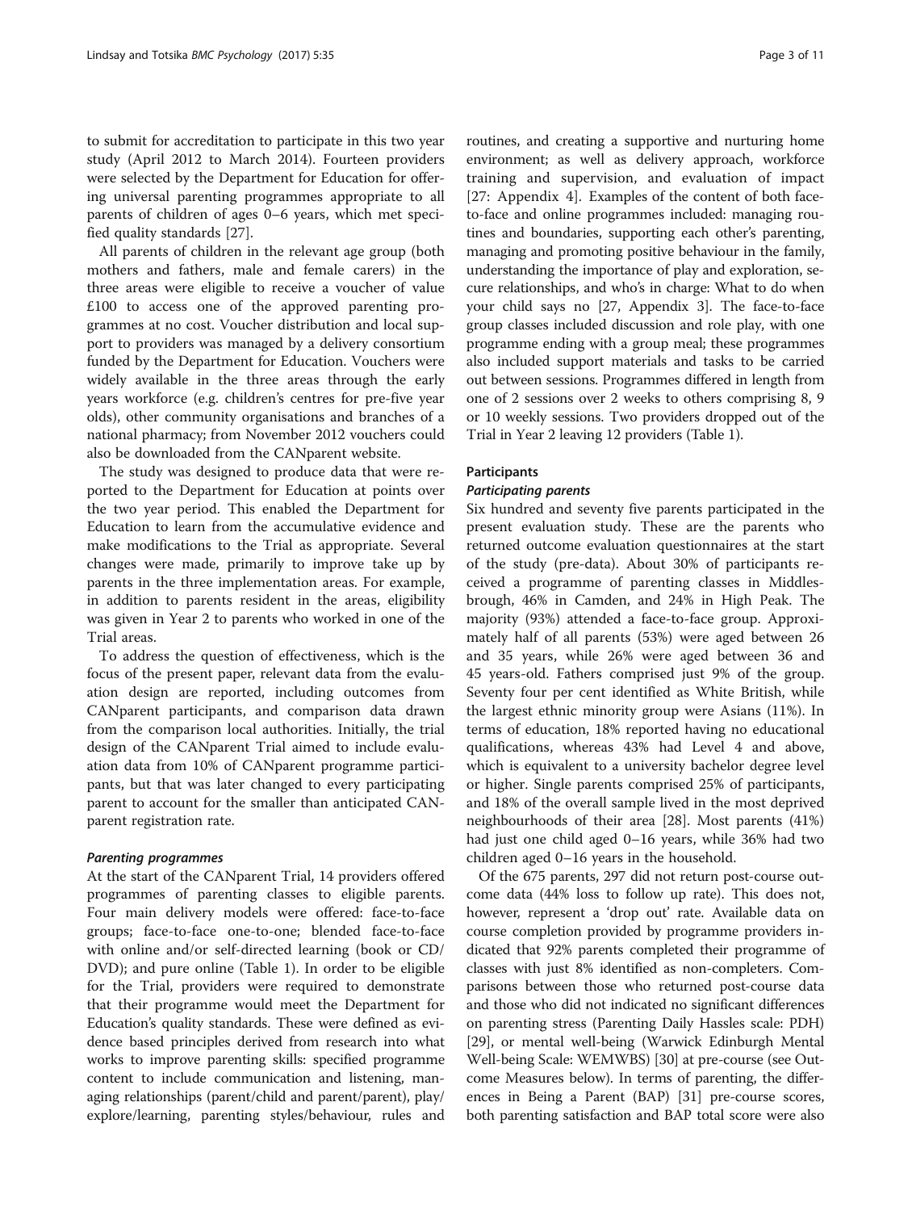to submit for accreditation to participate in this two year study (April 2012 to March 2014). Fourteen providers were selected by the Department for Education for offering universal parenting programmes appropriate to all parents of children of ages 0–6 years, which met specified quality standards [27].

All parents of children in the relevant age group (both mothers and fathers, male and female carers) in the three areas were eligible to receive a voucher of value £100 to access one of the approved parenting programmes at no cost. Voucher distribution and local support to providers was managed by a delivery consortium funded by the Department for Education. Vouchers were widely available in the three areas through the early years workforce (e.g. children's centres for pre-five year olds), other community organisations and branches of a national pharmacy; from November 2012 vouchers could also be downloaded from the CANparent website.

The study was designed to produce data that were reported to the Department for Education at points over the two year period. This enabled the Department for Education to learn from the accumulative evidence and make modifications to the Trial as appropriate. Several changes were made, primarily to improve take up by parents in the three implementation areas. For example, in addition to parents resident in the areas, eligibility was given in Year 2 to parents who worked in one of the Trial areas.

To address the question of effectiveness, which is the focus of the present paper, relevant data from the evaluation design are reported, including outcomes from CANparent participants, and comparison data drawn from the comparison local authorities. Initially, the trial design of the CANparent Trial aimed to include evaluation data from 10% of CANparent programme participants, but that was later changed to every participating parent to account for the smaller than anticipated CANparent registration rate.

#### *Parenting programmes*

At the start of the CANparent Trial, 14 providers offered programmes of parenting classes to eligible parents. Four main delivery models were offered: face-to-face groups; face-to-face one-to-one; blended face-to-face with online and/or self-directed learning (book or CD/DVD); and pure online (Table 1). In order to be eligible for the Trial, providers were required to demonstrate that their programme would meet the Department for Education's quality standards. These were defined as evidence based principles derived from research into what works to improve parenting skills: specified programme content to include communication and listening, managing relationships (parent/child and parent/parent), play/explore/learning, parenting styles/behaviour, rules and routines, and creating a supportive and nurturing home environment; as well as delivery approach, workforce training and supervision, and evaluation of impact [27: Appendix 4]. Examples of the content of both face-to-face and online programmes included: managing routines and boundaries, supporting each other's parenting, managing and promoting positive behaviour in the family, understanding the importance of play and exploration, secure relationships, and who's in charge: What to do when your child says no [27, Appendix 3]. The face-to-face group classes included discussion and role play, with one programme ending with a group meal; these programmes also included support materials and tasks to be carried out between sessions. Programmes differed in length from one of 2 sessions over 2 weeks to others comprising 8, 9 or 10 weekly sessions. Two providers dropped out of the Trial in Year 2 leaving 12 providers (Table 1).

### Participants

#### *Participating parents*

Six hundred and seventy five parents participated in the present evaluation study. These are the parents who returned outcome evaluation questionnaires at the start of the study (pre-data). About 30% of participants received a programme of parenting classes in Middlesbrough, 46% in Camden, and 24% in High Peak. The majority (93%) attended a face-to-face group. Approximately half of all parents (53%) were aged between 26 and 35 years, while 26% were aged between 36 and 45 years-old. Fathers comprised just 9% of the group. Seventy four per cent identified as White British, while the largest ethnic minority group were Asians (11%). In terms of education, 18% reported having no educational qualifications, whereas 43% had Level 4 and above, which is equivalent to a university bachelor degree level or higher. Single parents comprised 25% of participants, and 18% of the overall sample lived in the most deprived neighbourhoods of their area [28]. Most parents (41%) had just one child aged 0–16 years, while 36% had two children aged 0–16 years in the household.

Of the 675 parents, 297 did not return post-course outcome data (44% loss to follow up rate). This does not, however, represent a 'drop out' rate. Available data on course completion provided by programme providers indicated that 92% parents completed their programme of classes with just 8% identified as non-completers. Comparisons between those who returned post-course data and those who did not indicated no significant differences on parenting stress (Parenting Daily Hassles scale: PDH) [29], or mental well-being (Warwick Edinburgh Mental Well-being Scale: WEMWBS) [30] at pre-course (see Outcome Measures below). In terms of parenting, the differences in Being a Parent (BAP) [31] pre-course scores, both parenting satisfaction and BAP total score were also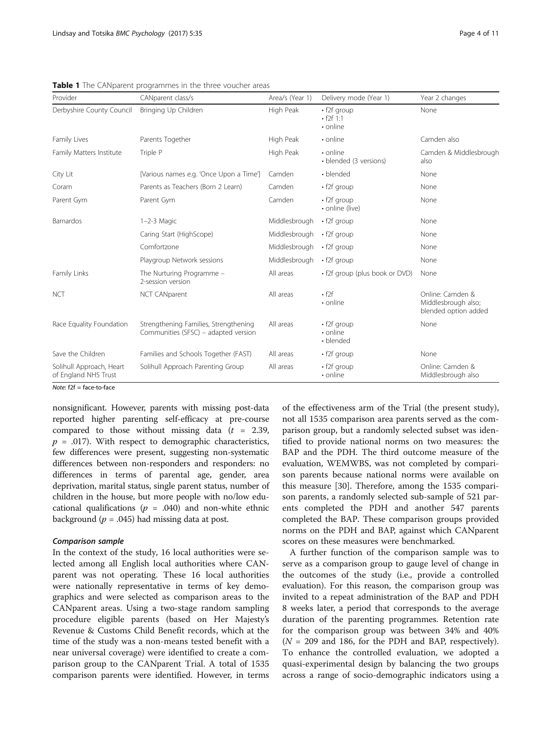**Table 1** The CANparent programmes in the three voucher areas

| Provider | CANparent class/s | Area/s (Year 1) | Delivery mode (Year 1) | Year 2 changes |
|---|---|---|---|---|
| Derbyshire County Council | Bringing Up Children | High Peak | • f2f group<br>• f2f 1:1<br>• online | None |
| Family Lives | Parents Together | High Peak | • online | Camden also |
| Family Matters Institute | Triple P | High Peak | • online<br>• blended (3 versions) | Camden & Middlesbrough also |
| City Lit | [Various names e.g. 'Once Upon a Time'] | Camden | • blended | None |
| Coram | Parents as Teachers (Born 2 Learn) | Camden | • f2f group | None |
| Parent Gym | Parent Gym | Camden | • f2f group<br>• online (live) | None |
| Barnardos | 1–2-3 Magic | Middlesbrough | • f2f group | None |
| | Caring Start (HighScope) | Middlesbrough | • f2f group | None |
| | Comfortzone | Middlesbrough | • f2f group | None |
| | Playgroup Network sessions | Middlesbrough | • f2f group | None |
| Family Links | The Nurturing Programme – 2-session version | All areas | • f2f group (plus book or DVD) | None |
| NCT | NCT CANparent | All areas | • f2f<br>• online | Online: Camden & Middlesbrough also; blended option added |
| Race Equality Foundation | Strengthening Families, Strengthening Communities (SFSC) – adapted version | All areas | • f2f group<br>• online<br>• blended | None |
| Save the Children | Families and Schools Together (FAST) | All areas | • f2f group | None |
| Solihull Approach, Heart of England NHS Trust | Solihull Approach Parenting Group | All areas | • f2f group<br>• online | Online: Camden & Middlesbrough also |

*Note*: f2f = face-to-face

nonsignificant. However, parents with missing post-data reported higher parenting self-efficacy at pre-course compared to those without missing data ($t$ = 2.39, $p$ = .017). With respect to demographic characteristics, few differences were present, suggesting non-systematic differences between non-responders and responders: no differences in terms of parental age, gender, area deprivation, marital status, single parent status, number of children in the house, but more people with no/low educational qualifications ($p$ = .040) and non-white ethnic background ($p$ = .045) had missing data at post.

#### *Comparison sample*

In the context of the study, 16 local authorities were selected among all English local authorities where CANparent was not operating. These 16 local authorities were nationally representative in terms of key demographics and were selected as comparison areas to the CANparent areas. Using a two-stage random sampling procedure eligible parents (based on Her Majesty's Revenue & Customs Child Benefit records, which at the time of the study was a non-means tested benefit with a near universal coverage) were identified to create a comparison group to the CANparent Trial. A total of 1535 comparison parents were identified. However, in terms of the effectiveness arm of the Trial (the present study), not all 1535 comparison area parents served as the comparison group, but a randomly selected subset was identified to provide national norms on two measures: the BAP and the PDH. The third outcome measure of the evaluation, WEMWBS, was not completed by comparison parents because national norms were available on this measure [30]. Therefore, among the 1535 comparison parents, a randomly selected sub-sample of 521 parents completed the PDH and another 547 parents completed the BAP. These comparison groups provided norms on the PDH and BAP, against which CANparent scores on these measures were benchmarked.

A further function of the comparison sample was to serve as a comparison group to gauge level of change in the outcomes of the study (i.e., provide a controlled evaluation). For this reason, the comparison group was invited to a repeat administration of the BAP and PDH 8 weeks later, a period that corresponds to the average duration of the parenting programmes. Retention rate for the comparison group was between 34% and 40% ($N$ = 209 and 186, for the PDH and BAP, respectively). To enhance the controlled evaluation, we adopted a quasi-experimental design by balancing the two groups across a range of socio-demographic indicators using a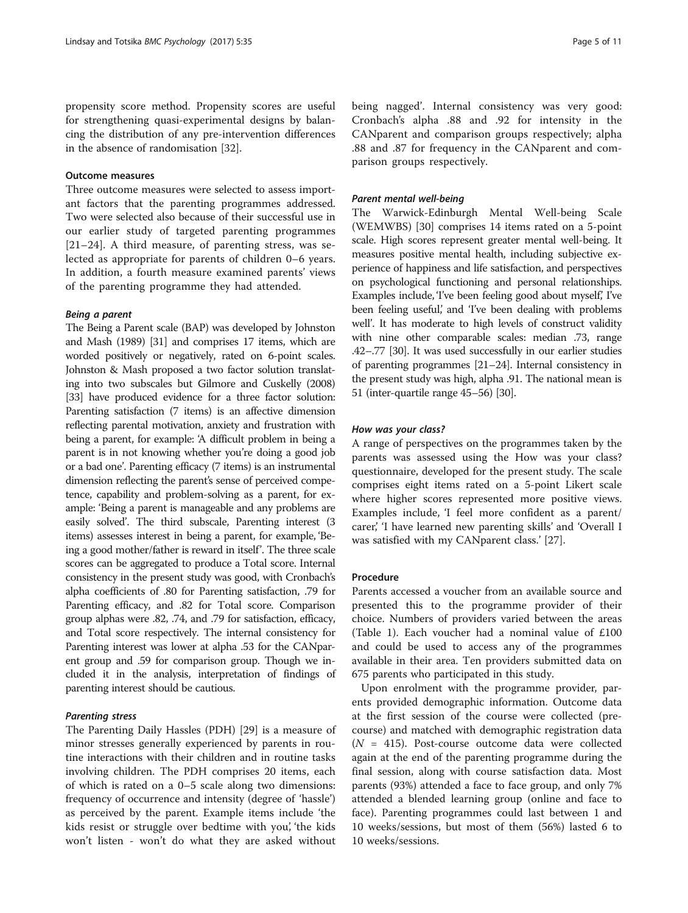propensity score method. Propensity scores are useful for strengthening quasi-experimental designs by balancing the distribution of any pre-intervention differences in the absence of randomisation [32].

### Outcome measures

Three outcome measures were selected to assess important factors that the parenting programmes addressed. Two were selected also because of their successful use in our earlier study of targeted parenting programmes [21–24]. A third measure, of parenting stress, was selected as appropriate for parents of children 0–6 years. In addition, a fourth measure examined parents' views of the parenting programme they had attended.

#### *Being a parent*

The Being a Parent scale (BAP) was developed by Johnston and Mash (1989) [31] and comprises 17 items, which are worded positively or negatively, rated on 6-point scales. Johnston & Mash proposed a two factor solution translating into two subscales but Gilmore and Cuskelly (2008) [33] have produced evidence for a three factor solution: Parenting satisfaction (7 items) is an affective dimension reflecting parental motivation, anxiety and frustration with being a parent, for example: 'A difficult problem in being a parent is in not knowing whether you're doing a good job or a bad one'. Parenting efficacy (7 items) is an instrumental dimension reflecting the parent's sense of perceived competence, capability and problem-solving as a parent, for example: 'Being a parent is manageable and any problems are easily solved'. The third subscale, Parenting interest (3 items) assesses interest in being a parent, for example, 'Being a good mother/father is reward in itself'. The three scale scores can be aggregated to produce a Total score. Internal consistency in the present study was good, with Cronbach's alpha coefficients of .80 for Parenting satisfaction, .79 for Parenting efficacy, and .82 for Total score. Comparison group alphas were .82, .74, and .79 for satisfaction, efficacy, and Total score respectively. The internal consistency for Parenting interest was lower at alpha .53 for the CANparent group and .59 for comparison group. Though we included it in the analysis, interpretation of findings of parenting interest should be cautious.

#### *Parenting stress*

The Parenting Daily Hassles (PDH) [29] is a measure of minor stresses generally experienced by parents in routine interactions with their children and in routine tasks involving children. The PDH comprises 20 items, each of which is rated on a 0–5 scale along two dimensions: frequency of occurrence and intensity (degree of 'hassle') as perceived by the parent. Example items include 'the kids resist or struggle over bedtime with you', 'the kids won't listen - won't do what they are asked without being nagged'. Internal consistency was very good: Cronbach's alpha .88 and .92 for intensity in the CANparent and comparison groups respectively; alpha .88 and .87 for frequency in the CANparent and comparison groups respectively.

#### *Parent mental well-being*

The Warwick-Edinburgh Mental Well-being Scale (WEMWBS) [30] comprises 14 items rated on a 5-point scale. High scores represent greater mental well-being. It measures positive mental health, including subjective experience of happiness and life satisfaction, and perspectives on psychological functioning and personal relationships. Examples include, 'I've been feeling good about myself', I've been feeling useful', and 'I've been dealing with problems well'. It has moderate to high levels of construct validity with nine other comparable scales: median .73, range .42–.77 [30]. It was used successfully in our earlier studies of parenting programmes [21–24]. Internal consistency in the present study was high, alpha .91. The national mean is 51 (inter-quartile range 45–56) [30].

#### *How was your class?*

A range of perspectives on the programmes taken by the parents was assessed using the How was your class? questionnaire, developed for the present study. The scale comprises eight items rated on a 5-point Likert scale where higher scores represented more positive views. Examples include, 'I feel more confident as a parent/carer', 'I have learned new parenting skills' and 'Overall I was satisfied with my CANparent class.' [27].

### Procedure

Parents accessed a voucher from an available source and presented this to the programme provider of their choice. Numbers of providers varied between the areas (Table 1). Each voucher had a nominal value of £100 and could be used to access any of the programmes available in their area. Ten providers submitted data on 675 parents who participated in this study.

Upon enrolment with the programme provider, parents provided demographic information. Outcome data at the first session of the course were collected (pre-course) and matched with demographic registration data ($N$ = 415). Post-course outcome data were collected again at the end of the parenting programme during the final session, along with course satisfaction data. Most parents (93%) attended a face to face group, and only 7% attended a blended learning group (online and face to face). Parenting programmes could last between 1 and 10 weeks/sessions, but most of them (56%) lasted 6 to 10 weeks/sessions.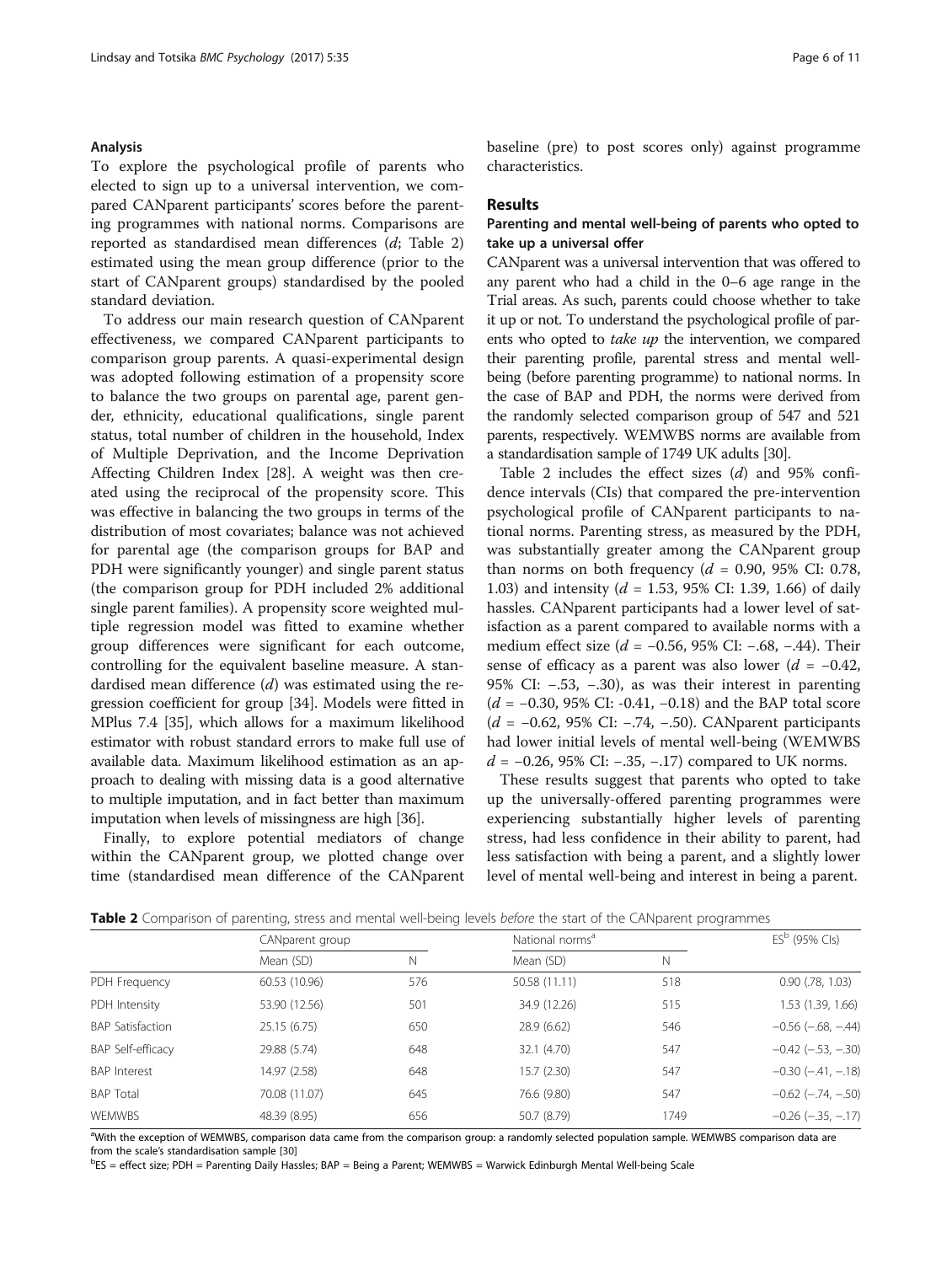### Analysis

To explore the psychological profile of parents who elected to sign up to a universal intervention, we compared CANparent participants' scores before the parenting programmes with national norms. Comparisons are reported as standardised mean differences (*d*; Table 2) estimated using the mean group difference (prior to the start of CANparent groups) standardised by the pooled standard deviation.

To address our main research question of CANparent effectiveness, we compared CANparent participants to comparison group parents. A quasi-experimental design was adopted following estimation of a propensity score to balance the two groups on parental age, parent gender, ethnicity, educational qualifications, single parent status, total number of children in the household, Index of Multiple Deprivation, and the Income Deprivation Affecting Children Index [28]. A weight was then created using the reciprocal of the propensity score. This was effective in balancing the two groups in terms of the distribution of most covariates; balance was not achieved for parental age (the comparison groups for BAP and PDH were significantly younger) and single parent status (the comparison group for PDH included 2% additional single parent families). A propensity score weighted multiple regression model was fitted to examine whether group differences were significant for each outcome, controlling for the equivalent baseline measure. A standardised mean difference (*d*) was estimated using the regression coefficient for group [34]. Models were fitted in MPlus 7.4 [35], which allows for a maximum likelihood estimator with robust standard errors to make full use of available data. Maximum likelihood estimation as an approach to dealing with missing data is a good alternative to multiple imputation, and in fact better than maximum imputation when levels of missingness are high [36].

Finally, to explore potential mediators of change within the CANparent group, we plotted change over time (standardised mean difference of the CANparent baseline (pre) to post scores only) against programme characteristics.

## Results

### Parenting and mental well-being of parents who opted to take up a universal offer

CANparent was a universal intervention that was offered to any parent who had a child in the 0–6 age range in the Trial areas. As such, parents could choose whether to take it up or not. To understand the psychological profile of parents who opted to *take up* the intervention, we compared their parenting profile, parental stress and mental well-being (before parenting programme) to national norms. In the case of BAP and PDH, the norms were derived from the randomly selected comparison group of 547 and 521 parents, respectively. WEMWBS norms are available from a standardisation sample of 1749 UK adults [30].

Table 2 includes the effect sizes (*d*) and 95% confidence intervals (CIs) that compared the pre-intervention psychological profile of CANparent participants to national norms. Parenting stress, as measured by the PDH, was substantially greater among the CANparent group than norms on both frequency ($d$ = 0.90, 95% CI: 0.78, 1.03) and intensity ($d$ = 1.53, 95% CI: 1.39, 1.66) of daily hassles. CANparent participants had a lower level of satisfaction as a parent compared to available norms with a medium effect size ($d$ = −0.56, 95% CI: −.68, −.44). Their sense of efficacy as a parent was also lower ($d$ = −0.42, 95% CI: −.53, −.30), as was their interest in parenting ($d$ = −0.30, 95% CI: -0.41, −0.18) and the BAP total score ($d$ = −0.62, 95% CI: −.74, −.50). CANparent participants had lower initial levels of mental well-being (WEMWBS $d$ = −0.26, 95% CI: −.35, −.17) compared to UK norms.

These results suggest that parents who opted to take up the universally-offered parenting programmes were experiencing substantially higher levels of parenting stress, had less confidence in their ability to parent, had less satisfaction with being a parent, and a slightly lower level of mental well-being and interest in being a parent.

**Table 2** Comparison of parenting, stress and mental well-being levels *before* the start of the CANparent programmes

| | CANparent group | | National norms[a] | | ES[b] (95% CIs) |
|---|---|---|---|---|---|
| | Mean (SD) | N | Mean (SD) | N | |
| PDH Frequency | 60.53 (10.96) | 576 | 50.58 (11.11) | 518 | 0.90 (.78, 1.03) |
| PDH Intensity | 53.90 (12.56) | 501 | 34.9 (12.26) | 515 | 1.53 (1.39, 1.66) |
| BAP Satisfaction | 25.15 (6.75) | 650 | 28.9 (6.62) | 546 | −0.56 (−.68, −.44) |
| BAP Self-efficacy | 29.88 (5.74) | 648 | 32.1 (4.70) | 547 | −0.42 (−.53, −.30) |
| BAP Interest | 14.97 (2.58) | 648 | 15.7 (2.30) | 547 | −0.30 (−.41, −.18) |
| BAP Total | 70.08 (11.07) | 645 | 76.6 (9.80) | 547 | −0.62 (−.74, −.50) |
| WEMWBS | 48.39 (8.95) | 656 | 50.7 (8.79) | 1749 | −0.26 (−.35, −.17) |

[a]With the exception of WEMWBS, comparison data came from the comparison group: a randomly selected population sample. WEMWBS comparison data are from the scale's standardisation sample [30]

[b]ES = effect size; PDH = Parenting Daily Hassles; BAP = Being a Parent; WEMWBS = Warwick Edinburgh Mental Well-being Scale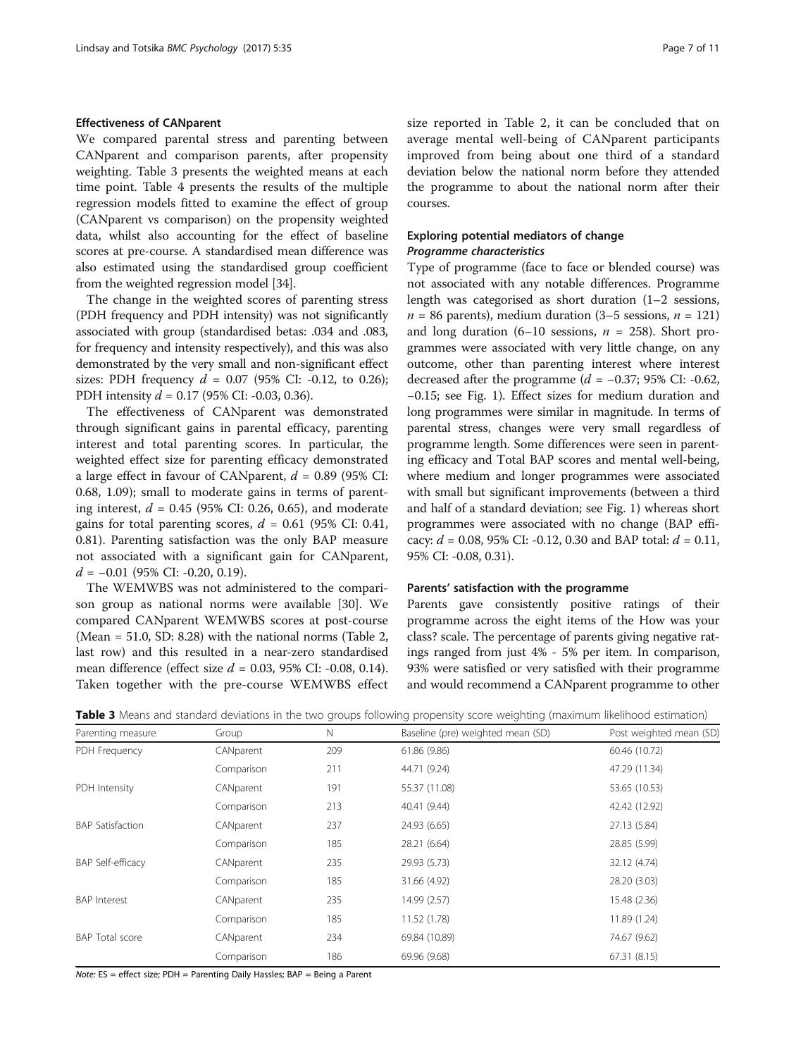### Effectiveness of CANparent

We compared parental stress and parenting between CANparent and comparison parents, after propensity weighting. Table 3 presents the weighted means at each time point. Table 4 presents the results of the multiple regression models fitted to examine the effect of group (CANparent vs comparison) on the propensity weighted data, whilst also accounting for the effect of baseline scores at pre-course. A standardised mean difference was also estimated using the standardised group coefficient from the weighted regression model [34].

The change in the weighted scores of parenting stress (PDH frequency and PDH intensity) was not significantly associated with group (standardised betas: .034 and .083, for frequency and intensity respectively), and this was also demonstrated by the very small and non-significant effect sizes: PDH frequency $d$ = 0.07 (95% CI: -0.12, to 0.26); PDH intensity $d$ = 0.17 (95% CI: -0.03, 0.36).

The effectiveness of CANparent was demonstrated through significant gains in parental efficacy, parenting interest and total parenting scores. In particular, the weighted effect size for parenting efficacy demonstrated a large effect in favour of CANparent, $d$ = 0.89 (95% CI: 0.68, 1.09); small to moderate gains in terms of parenting interest, $d$ = 0.45 (95% CI: 0.26, 0.65), and moderate gains for total parenting scores, $d$ = 0.61 (95% CI: 0.41, 0.81). Parenting satisfaction was the only BAP measure not associated with a significant gain for CANparent, $d$ = −0.01 (95% CI: -0.20, 0.19).

The WEMWBS was not administered to the comparison group as national norms were available [30]. We compared CANparent WEMWBS scores at post-course (Mean = 51.0, SD: 8.28) with the national norms (Table 2, last row) and this resulted in a near-zero standardised mean difference (effect size $d$ = 0.03, 95% CI: -0.08, 0.14). Taken together with the pre-course WEMWBS effect size reported in Table 2, it can be concluded that on average mental well-being of CANparent participants improved from being about one third of a standard deviation below the national norm before they attended the programme to about the national norm after their courses.

### Exploring potential mediators of change

#### *Programme characteristics*

Type of programme (face to face or blended course) was not associated with any notable differences. Programme length was categorised as short duration (1–2 sessions, $n$ = 86 parents), medium duration (3–5 sessions, $n$ = 121) and long duration (6–10 sessions, $n$ = 258). Short programmes were associated with very little change, on any outcome, other than parenting interest where interest decreased after the programme ($d$ = −0.37; 95% CI: -0.62, −0.15; see Fig. 1). Effect sizes for medium duration and long programmes were similar in magnitude. In terms of parental stress, changes were very small regardless of programme length. Some differences were seen in parenting efficacy and Total BAP scores and mental well-being, where medium and longer programmes were associated with small but significant improvements (between a third and half of a standard deviation; see Fig. 1) whereas short programmes were associated with no change (BAP efficacy: $d$ = 0.08, 95% CI: -0.12, 0.30 and BAP total: $d$ = 0.11, 95% CI: -0.08, 0.31).

#### Parents' satisfaction with the programme

Parents gave consistently positive ratings of their programme across the eight items of the How was your class? scale. The percentage of parents giving negative ratings ranged from just 4% - 5% per item. In comparison, 93% were satisfied or very satisfied with their programme and would recommend a CANparent programme to other

**Table 3** Means and standard deviations in the two groups following propensity score weighting (maximum likelihood estimation)

| Parenting measure | Group | N | Baseline (pre) weighted mean (SD) | Post weighted mean (SD) |
|---|---|---|---|---|
| PDH Frequency | CANparent | 209 | 61.86 (9.86) | 60.46 (10.72) |
| | Comparison | 211 | 44.71 (9.24) | 47.29 (11.34) |
| PDH Intensity | CANparent | 191 | 55.37 (11.08) | 53.65 (10.53) |
| | Comparison | 213 | 40.41 (9.44) | 42.42 (12.92) |
| BAP Satisfaction | CANparent | 237 | 24.93 (6.65) | 27.13 (5.84) |
| | Comparison | 185 | 28.21 (6.64) | 28.85 (5.99) |
| BAP Self-efficacy | CANparent | 235 | 29.93 (5.73) | 32.12 (4.74) |
| | Comparison | 185 | 31.66 (4.92) | 28.20 (3.03) |
| BAP Interest | CANparent | 235 | 14.99 (2.57) | 15.48 (2.36) |
| | Comparison | 185 | 11.52 (1.78) | 11.89 (1.24) |
| BAP Total score | CANparent | 234 | 69.84 (10.89) | 74.67 (9.62) |
| | Comparison | 186 | 69.96 (9.68) | 67.31 (8.15) |

*Note:* ES = effect size; PDH = Parenting Daily Hassles; BAP = Being a Parent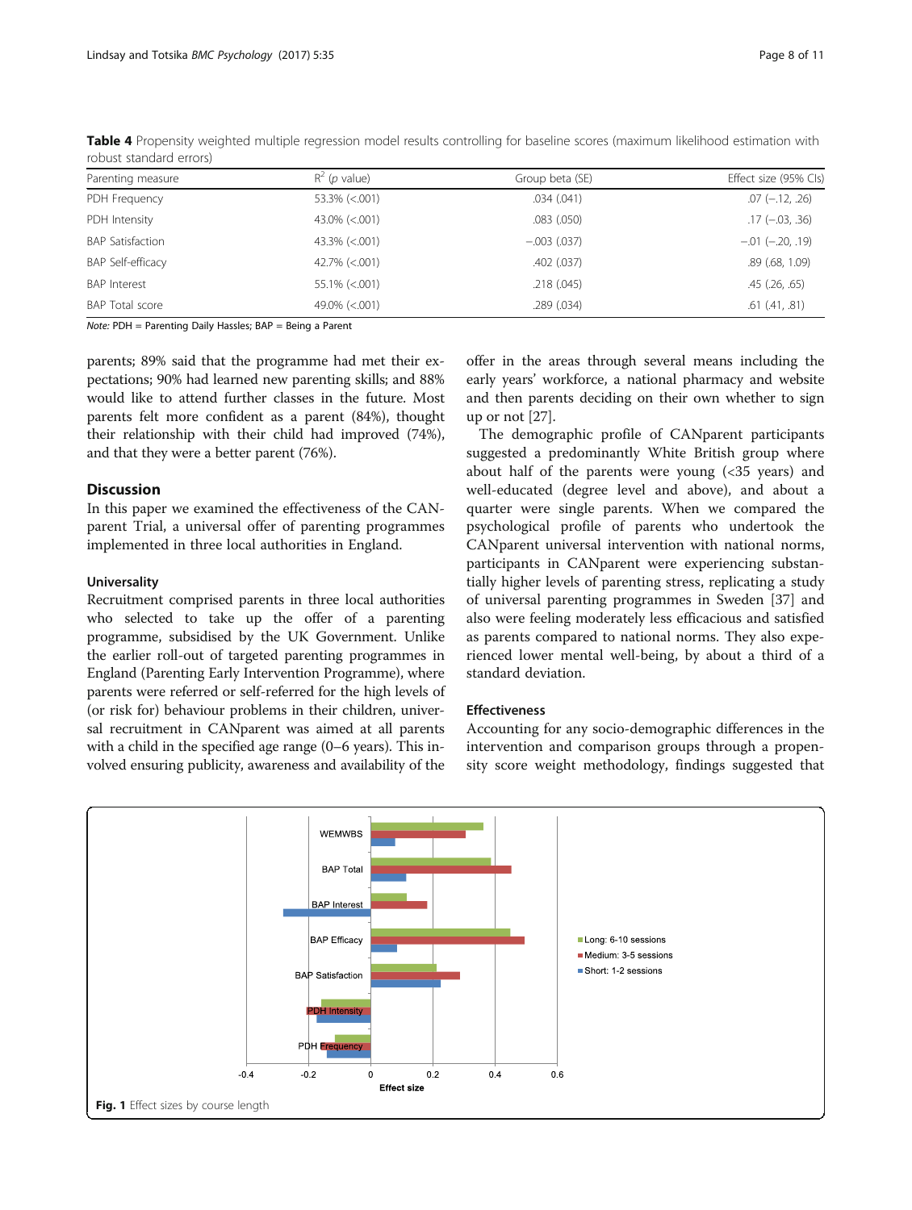**Table 4** Propensity weighted multiple regression model results controlling for baseline scores (maximum likelihood estimation with robust standard errors)

| Parenting measure | $R^2$ (*p* value) | Group beta (SE) | Effect size (95% CIs) |
|---|---|---|---|
| PDH Frequency | 53.3% (<.001) | .034 (.041) | .07 (−.12, .26) |
| PDH Intensity | 43.0% (<.001) | .083 (.050) | .17 (−.03, .36) |
| BAP Satisfaction | 43.3% (<.001) | −.003 (.037) | −.01 (−.20, .19) |
| BAP Self-efficacy | 42.7% (<.001) | .402 (.037) | .89 (.68, 1.09) |
| BAP Interest | 55.1% (<.001) | .218 (.045) | .45 (.26, .65) |
| BAP Total score | 49.0% (<.001) | .289 (.034) | .61 (.41, .81) |

*Note:* PDH = Parenting Daily Hassles; BAP = Being a Parent

parents; 89% said that the programme had met their expectations; 90% had learned new parenting skills; and 88% would like to attend further classes in the future. Most parents felt more confident as a parent (84%), thought their relationship with their child had improved (74%), and that they were a better parent (76%).

## Discussion

In this paper we examined the effectiveness of the CANparent Trial, a universal offer of parenting programmes implemented in three local authorities in England.

### Universality

Recruitment comprised parents in three local authorities who selected to take up the offer of a parenting programme, subsidised by the UK Government. Unlike the earlier roll-out of targeted parenting programmes in England (Parenting Early Intervention Programme), where parents were referred or self-referred for the high levels of (or risk for) behaviour problems in their children, universal recruitment in CANparent was aimed at all parents with a child in the specified age range (0–6 years). This involved ensuring publicity, awareness and availability of the offer in the areas through several means including the early years' workforce, a national pharmacy and website and then parents deciding on their own whether to sign up or not [27].

The demographic profile of CANparent participants suggested a predominantly White British group where about half of the parents were young (<35 years) and well-educated (degree level and above), and about a quarter were single parents. When we compared the psychological profile of parents who undertook the CANparent universal intervention with national norms, participants in CANparent were experiencing substantially higher levels of parenting stress, replicating a study of universal parenting programmes in Sweden [37] and also were feeling moderately less efficacious and satisfied as parents compared to national norms. They also experienced lower mental well-being, by about a third of a standard deviation.

### Effectiveness

Accounting for any socio-demographic differences in the intervention and comparison groups through a propensity score weight methodology, findings suggested that

**Fig. 1** Effect sizes by course length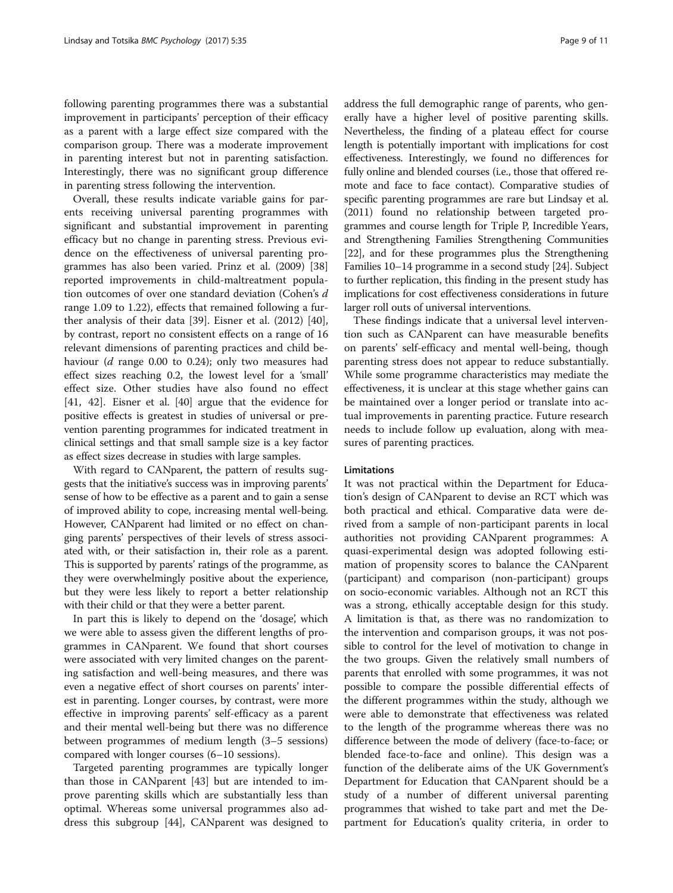following parenting programmes there was a substantial improvement in participants' perception of their efficacy as a parent with a large effect size compared with the comparison group. There was a moderate improvement in parenting interest but not in parenting satisfaction. Interestingly, there was no significant group difference in parenting stress following the intervention.

Overall, these results indicate variable gains for parents receiving universal parenting programmes with significant and substantial improvement in parenting efficacy but no change in parenting stress. Previous evidence on the effectiveness of universal parenting programmes has also been varied. Prinz et al. (2009) [38] reported improvements in child-maltreatment population outcomes of over one standard deviation (Cohen's $d$ range 1.09 to 1.22), effects that remained following a further analysis of their data [39]. Eisner et al. (2012) [40], by contrast, report no consistent effects on a range of 16 relevant dimensions of parenting practices and child behaviour ($d$ range 0.00 to 0.24); only two measures had effect sizes reaching 0.2, the lowest level for a 'small' effect size. Other studies have also found no effect [41, 42]. Eisner et al. [40] argue that the evidence for positive effects is greatest in studies of universal or prevention parenting programmes for indicated treatment in clinical settings and that small sample size is a key factor as effect sizes decrease in studies with large samples.

With regard to CANparent, the pattern of results suggests that the initiative's success was in improving parents' sense of how to be effective as a parent and to gain a sense of improved ability to cope, increasing mental well-being. However, CANparent had limited or no effect on changing parents' perspectives of their levels of stress associated with, or their satisfaction in, their role as a parent. This is supported by parents' ratings of the programme, as they were overwhelmingly positive about the experience, but they were less likely to report a better relationship with their child or that they were a better parent.

In part this is likely to depend on the 'dosage', which we were able to assess given the different lengths of programmes in CANparent. We found that short courses were associated with very limited changes on the parenting satisfaction and well-being measures, and there was even a negative effect of short courses on parents' interest in parenting. Longer courses, by contrast, were more effective in improving parents' self-efficacy as a parent and their mental well-being but there was no difference between programmes of medium length (3–5 sessions) compared with longer courses (6–10 sessions).

Targeted parenting programmes are typically longer than those in CANparent [43] but are intended to improve parenting skills which are substantially less than optimal. Whereas some universal programmes also address this subgroup [44], CANparent was designed to address the full demographic range of parents, who generally have a higher level of positive parenting skills. Nevertheless, the finding of a plateau effect for course length is potentially important with implications for cost effectiveness. Interestingly, we found no differences for fully online and blended courses (i.e., those that offered remote and face to face contact). Comparative studies of specific parenting programmes are rare but Lindsay et al. (2011) found no relationship between targeted programmes and course length for Triple P, Incredible Years, and Strengthening Families Strengthening Communities [22], and for these programmes plus the Strengthening Families 10–14 programme in a second study [24]. Subject to further replication, this finding in the present study has implications for cost effectiveness considerations in future larger roll outs of universal interventions.

These findings indicate that a universal level intervention such as CANparent can have measurable benefits on parents' self-efficacy and mental well-being, though parenting stress does not appear to reduce substantially. While some programme characteristics may mediate the effectiveness, it is unclear at this stage whether gains can be maintained over a longer period or translate into actual improvements in parenting practice. Future research needs to include follow up evaluation, along with measures of parenting practices.

## Limitations

It was not practical within the Department for Education's design of CANparent to devise an RCT which was both practical and ethical. Comparative data were derived from a sample of non-participant parents in local authorities not providing CANparent programmes: A quasi-experimental design was adopted following estimation of propensity scores to balance the CANparent (participant) and comparison (non-participant) groups on socio-economic variables. Although not an RCT this was a strong, ethically acceptable design for this study. A limitation is that, as there was no randomization to the intervention and comparison groups, it was not possible to control for the level of motivation to change in the two groups. Given the relatively small numbers of parents that enrolled with some programmes, it was not possible to compare the possible differential effects of the different programmes within the study, although we were able to demonstrate that effectiveness was related to the length of the programme whereas there was no difference between the mode of delivery (face-to-face; or blended face-to-face and online). This design was a function of the deliberate aims of the UK Government's Department for Education that CANparent should be a study of a number of different universal parenting programmes that wished to take part and met the Department for Education's quality criteria, in order to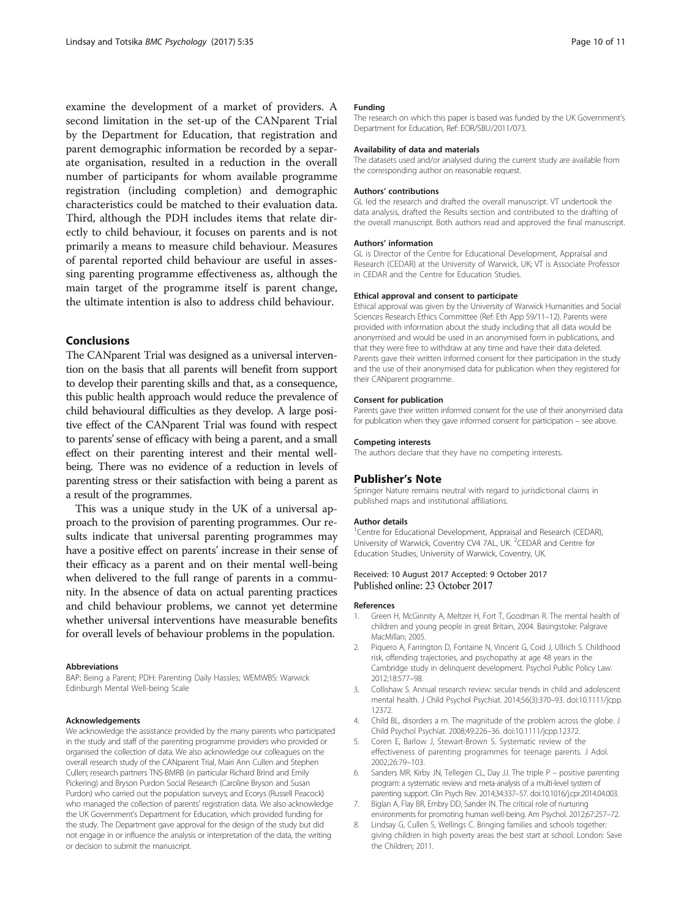examine the development of a market of providers. A second limitation in the set-up of the CANparent Trial by the Department for Education, that registration and parent demographic information be recorded by a separate organisation, resulted in a reduction in the overall number of participants for whom available programme registration (including completion) and demographic characteristics could be matched to their evaluation data. Third, although the PDH includes items that relate directly to child behaviour, it focuses on parents and is not primarily a means to measure child behaviour. Measures of parental reported child behaviour are useful in assessing parenting programme effectiveness as, although the main target of the programme itself is parent change, the ultimate intention is also to address child behaviour.

## Conclusions

The CANparent Trial was designed as a universal intervention on the basis that all parents will benefit from support to develop their parenting skills and that, as a consequence, this public health approach would reduce the prevalence of child behavioural difficulties as they develop. A large positive effect of the CANparent Trial was found with respect to parents' sense of efficacy with being a parent, and a small effect on their parenting interest and their mental wellbeing. There was no evidence of a reduction in levels of parenting stress or their satisfaction with being a parent as a result of the programmes.

This was a unique study in the UK of a universal approach to the provision of parenting programmes. Our results indicate that universal parenting programmes may have a positive effect on parents' increase in their sense of their efficacy as a parent and on their mental well-being when delivered to the full range of parents in a community. In the absence of data on actual parenting practices and child behaviour problems, we cannot yet determine whether universal interventions have measurable benefits for overall levels of behaviour problems in the population.

#### Abbreviations

BAP: Being a Parent; PDH: Parenting Daily Hassles; WEMWBS: Warwick Edinburgh Mental Well-being Scale

#### Acknowledgements

We acknowledge the assistance provided by the many parents who participated in the study and staff of the parenting programme providers who provided or organised the collection of data. We also acknowledge our colleagues on the overall research study of the CANparent Trial, Mairi Ann Cullen and Stephen Cullen; research partners TNS-BMRB (in particular Richard Brind and Emily Pickering) and Bryson Purdon Social Research (Caroline Bryson and Susan Purdon) who carried out the population surveys; and Ecorys (Russell Peacock) who managed the collection of parents' registration data. We also acknowledge the UK Government's Department for Education, which provided funding for the study. The Department gave approval for the design of the study but did not engage in or influence the analysis or interpretation of the data, the writing or decision to submit the manuscript.

#### Funding

The research on which this paper is based was funded by the UK Government's Department for Education, Ref: EOR/SBU/2011/073.

#### Availability of data and materials

The datasets used and/or analysed during the current study are available from the corresponding author on reasonable request.

#### Authors' contributions

GL led the research and drafted the overall manuscript. VT undertook the data analysis, drafted the Results section and contributed to the drafting of the overall manuscript. Both authors read and approved the final manuscript.

#### Authors' information

GL is Director of the Centre for Educational Development, Appraisal and Research (CEDAR) at the University of Warwick, UK; VT is Associate Professor in CEDAR and the Centre for Education Studies.

#### Ethical approval and consent to participate

Ethical approval was given by the University of Warwick Humanities and Social Sciences Research Ethics Committee (Ref: Eth App 59/11–12). Parents were provided with information about the study including that all data would be anonymised and would be used in an anonymised form in publications, and that they were free to withdraw at any time and have their data deleted. Parents gave their written informed consent for their participation in the study and the use of their anonymised data for publication when they registered for their CANparent programme.

#### Consent for publication

Parents gave their written informed consent for the use of their anonymised data for publication when they gave informed consent for participation – see above.

#### Competing interests

The authors declare that they have no competing interests.

## Publisher's Note

Springer Nature remains neutral with regard to jurisdictional claims in published maps and institutional affiliations.

#### Author details

[1]Centre for Educational Development, Appraisal and Research (CEDAR), University of Warwick, Coventry CV4 7AL, UK. [2]CEDAR and Centre for Education Studies, University of Warwick, Coventry, UK.

Received: 10 August 2017 Accepted: 9 October 2017
Published online: 23 October 2017

#### References

1. Green H, McGinnity A, Meltzer H, Fort T, Goodman R. The mental health of children and young people in great Britain, 2004. Basingstoke: Palgrave MacMillan; 2005.
2. Piquero A, Farrington D, Fontaine N, Vincent G, Coid J, Ullrich S. Childhood risk, offending trajectories, and psychopathy at age 48 years in the Cambridge study in delinquent development. Psychol Public Policy Law. 2012;18:577–98.
3. Collishaw S. Annual research review: secular trends in child and adolescent mental health. J Child Psychol Psychiat. 2014;56(3):370–93. doi:10.1111/jcpp.12372.
4. Child BL, disorders a m. The magnitude of the problem across the globe. J Child Psychol Psychiat. 2008;49:226–36. doi:10.1111/jcpp.12372.
5. Coren E, Barlow J, Stewart-Brown S. Systematic review of the effectiveness of parenting programmes for teenage parents. J Adol. 2002;26:79–103.
6. Sanders MR, Kirby JN, Tellegen CL, Day JJ. The triple P – positive parenting program: a systematic review and meta-analysis of a multi-level system of parenting support. Clin Psych Rev. 2014;34:337–57. doi:10.1016/j.cpr.2014.04.003.
7. Biglan A, Flay BR, Embry DD, Sander IN. The critical role of nurturing environments for promoting human well-being. Am Psychol. 2012;67:257–72.
8. Lindsay G, Cullen S, Wellings C. Bringing families and schools together: giving children in high poverty areas the best start at school. London: Save the Children; 2011.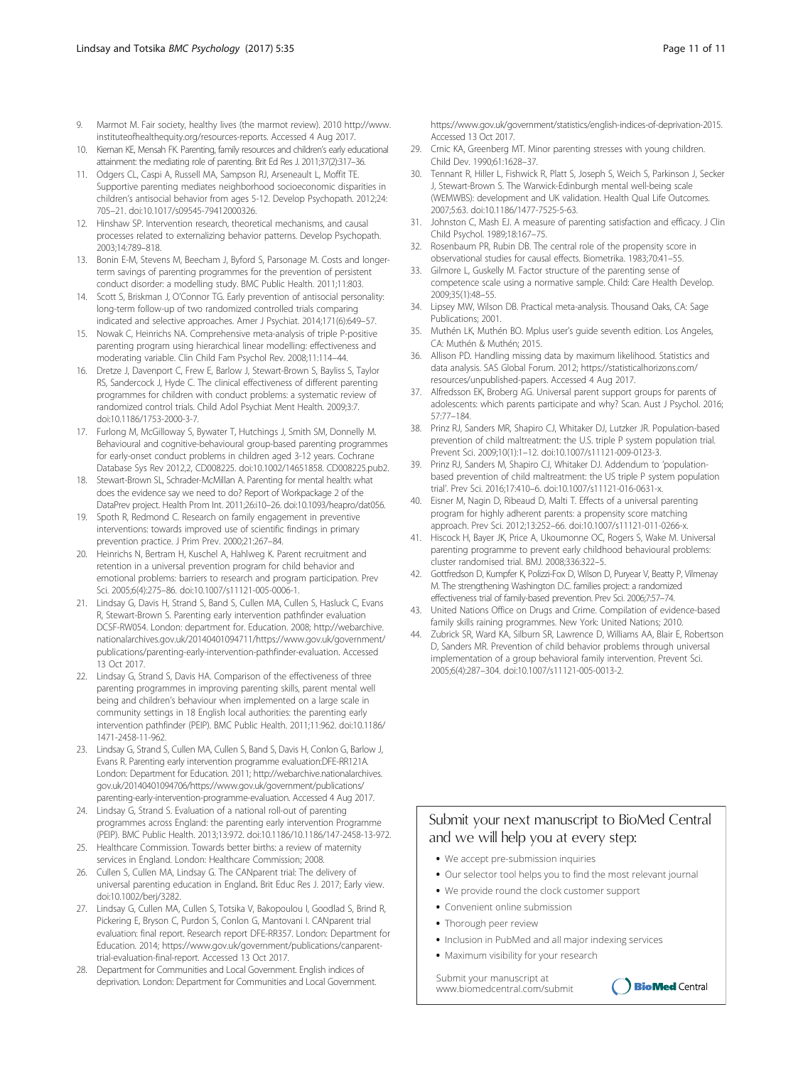9. Marmot M. Fair society, healthy lives (the marmot review). 2010 http://www.instituteofhealthequity.org/resources-reports. Accessed 4 Aug 2017.
10. Kiernan KE, Mensah FK. Parenting, family resources and children's early educational attainment: the mediating role of parenting. Brit Ed Res J. 2011;37(2):317–36.
11. Odgers CL, Caspi A, Russell MA, Sampson RJ, Arseneault L, Moffit TE. Supportive parenting mediates neighborhood socioeconomic disparities in children's antisocial behavior from ages 5-12. Develop Psychopath. 2012;24:705–21. doi:10.1017/s09545-79412000326.
12. Hinshaw SP. Intervention research, theoretical mechanisms, and causal processes related to externalizing behavior patterns. Develop Psychopath. 2003;14:789–818.
13. Bonin E-M, Stevens M, Beecham J, Byford S, Parsonage M. Costs and longer-term savings of parenting programmes for the prevention of persistent conduct disorder: a modelling study. BMC Public Health. 2011;11:803.
14. Scott S, Briskman J, O'Connor TG. Early prevention of antisocial personality: long-term follow-up of two randomized controlled trials comparing indicated and selective approaches. Amer J Psychiat. 2014;171(6):649–57.
15. Nowak C, Heinrichs NA. Comprehensive meta-analysis of triple P-positive parenting program using hierarchical linear modelling: effectiveness and moderating variable. Clin Child Fam Psychol Rev. 2008;11:114–44.
16. Dretze J, Davenport C, Frew E, Barlow J, Stewart-Brown S, Bayliss S, Taylor RS, Sandercock J, Hyde C. The clinical effectiveness of different parenting programmes for children with conduct problems: a systematic review of randomized control trials. Child Adol Psychiat Ment Health. 2009;3:7. doi:10.1186/1753-2000-3-7.
17. Furlong M, McGilloway S, Bywater T, Hutchings J, Smith SM, Donnelly M. Behavioural and cognitive-behavioural group-based parenting programmes for early-onset conduct problems in children aged 3-12 years. Cochrane Database Sys Rev 2012,2, CD008225. doi:10.1002/14651858. CD008225.pub2.
18. Stewart-Brown SL, Schrader-McMillan A. Parenting for mental health: what does the evidence say we need to do? Report of Workpackage 2 of the DataPrev project. Health Prom Int. 2011;26:i10–26. doi:10.1093/heapro/dat056.
19. Spoth R, Redmond C. Research on family engagement in preventive interventions: towards improved use of scientific findings in primary prevention practice. J Prim Prev. 2000;21:267–84.
20. Heinrichs N, Bertram H, Kuschel A, Hahlweg K. Parent recruitment and retention in a universal prevention program for child behavior and emotional problems: barriers to research and program participation. Prev Sci. 2005;6(4):275–86. doi:10.1007/s11121-005-0006-1.
21. Lindsay G, Davis H, Strand S, Band S, Cullen MA, Cullen S, Hasluck C, Evans R, Stewart-Brown S. Parenting early intervention pathfinder evaluation DCSF-RW054. London: department for. Education. 2008; http://webarchive.nationalarchives.gov.uk/20140401094711/https://www.gov.uk/government/publications/parenting-early-intervention-pathfinder-evaluation. Accessed 13 Oct 2017.
22. Lindsay G, Strand S, Davis HA. Comparison of the effectiveness of three parenting programmes in improving parenting skills, parent mental well being and children's behaviour when implemented on a large scale in community settings in 18 English local authorities: the parenting early intervention pathfinder (PEIP). BMC Public Health. 2011;11:962. doi:10.1186/1471-2458-11-962.
23. Lindsay G, Strand S, Cullen MA, Cullen S, Band S, Davis H, Conlon G, Barlow J, Evans R. Parenting early intervention programme evaluation:DFE-RR121A. London: Department for Education. 2011; http://webarchive.nationalarchives.gov.uk/20140401094706/https://www.gov.uk/government/publications/parenting-early-intervention-programme-evaluation. Accessed 4 Aug 2017.
24. Lindsay G, Strand S. Evaluation of a national roll-out of parenting programmes across England: the parenting early intervention Programme (PEIP). BMC Public Health. 2013;13:972. doi:10.1186/10.1186/147-2458-13-972.
25. Healthcare Commission. Towards better births: a review of maternity services in England. London: Healthcare Commission; 2008.
26. Cullen S, Cullen MA, Lindsay G. The CANparent trial: The delivery of universal parenting education in England. Brit Educ Res J. 2017; Early view. doi:10.1002/berj/3282.
27. Lindsay G, Cullen MA, Cullen S, Totsika V, Bakopoulou I, Goodlad S, Brind R, Pickering E, Bryson C, Purdon S, Conlon G, Mantovani I. CANparent trial evaluation: final report. Research report DFE-RR357. London: Department for Education. 2014; https://www.gov.uk/government/publications/canparent-trial-evaluation-final-report. Accessed 13 Oct 2017.
28. Department for Communities and Local Government. English indices of deprivation. London: Department for Communities and Local Government. https://www.gov.uk/government/statistics/english-indices-of-deprivation-2015. Accessed 13 Oct 2017.
29. Crnic KA, Greenberg MT. Minor parenting stresses with young children. Child Dev. 1990;61:1628–37.
30. Tennant R, Hiller L, Fishwick R, Platt S, Joseph S, Weich S, Parkinson J, Secker J, Stewart-Brown S. The Warwick-Edinburgh mental well-being scale (WEMWBS): development and UK validation. Health Qual Life Outcomes. 2007;5:63. doi:10.1186/1477-7525-5-63.
31. Johnston C, Mash EJ. A measure of parenting satisfaction and efficacy. J Clin Child Psychol. 1989;18:167–75.
32. Rosenbaum PR, Rubin DB. The central role of the propensity score in observational studies for causal effects. Biometrika. 1983;70:41–55.
33. Gilmore L, Guskelly M. Factor structure of the parenting sense of competence scale using a normative sample. Child: Care Health Develop. 2009;35(1):48–55.
34. Lipsey MW, Wilson DB. Practical meta-analysis. Thousand Oaks, CA: Sage Publications; 2001.
35. Muthén LK, Muthén BO. Mplus user's guide seventh edition. Los Angeles, CA: Muthén & Muthén; 2015.
36. Allison PD. Handling missing data by maximum likelihood. Statistics and data analysis. SAS Global Forum. 2012; https://statisticalhorizons.com/resources/unpublished-papers. Accessed 4 Aug 2017.
37. Alfredsson EK, Broberg AG. Universal parent support groups for parents of adolescents: which parents participate and why? Scan. Aust J Psychol. 2016; 57:77–184.
38. Prinz RJ, Sanders MR, Shapiro CJ, Whitaker DJ, Lutzker JR. Population-based prevention of child maltreatment: the U.S. triple P system population trial. Prevent Sci. 2009;10(1):1–12. doi:10.1007/s11121-009-0123-3.
39. Prinz RJ, Sanders M, Shapiro CJ, Whitaker DJ. Addendum to 'population-based prevention of child maltreatment: the US triple P system population trial'. Prev Sci. 2016;17:410–6. doi:10.1007/s11121-016-0631-x.
40. Eisner M, Nagin D, Ribeaud D, Malti T. Effects of a universal parenting program for highly adherent parents: a propensity score matching approach. Prev Sci. 2012;13:252–66. doi:10.1007/s11121-011-0266-x.
41. Hiscock H, Bayer JK, Price A, Ukoumonne OC, Rogers S, Wake M. Universal parenting programme to prevent early childhood behavioural problems: cluster randomised trial. BMJ. 2008;336:322–5.
42. Gottfredson D, Kumpfer K, Polizzi-Fox D, Wilson D, Puryear V, Beatty P, Vilmenay M. The strengthening Washington D.C. families project: a randomized effectiveness trial of family-based prevention. Prev Sci. 2006;7:57–74.
43. United Nations Office on Drugs and Crime. Compilation of evidence-based family skills raining programmes. New York: United Nations; 2010.
44. Zubrick SR, Ward KA, Silburn SR, Lawrence D, Williams AA, Blair E, Robertson D, Sanders MR. Prevention of child behavior problems through universal implementation of a group behavioral family intervention. Prevent Sci. 2005;6(4):287–304. doi:10.1007/s11121-005-0013-2.

## Submit your next manuscript to BioMed Central and we will help you at every step:

- We accept pre-submission inquiries
- Our selector tool helps you to find the most relevant journal
- We provide round the clock customer support
- Convenient online submission
- Thorough peer review
- Inclusion in PubMed and all major indexing services
- Maximum visibility for your research

Submit your manuscript at
www.biomedcentral.com/submit

BioMed Central